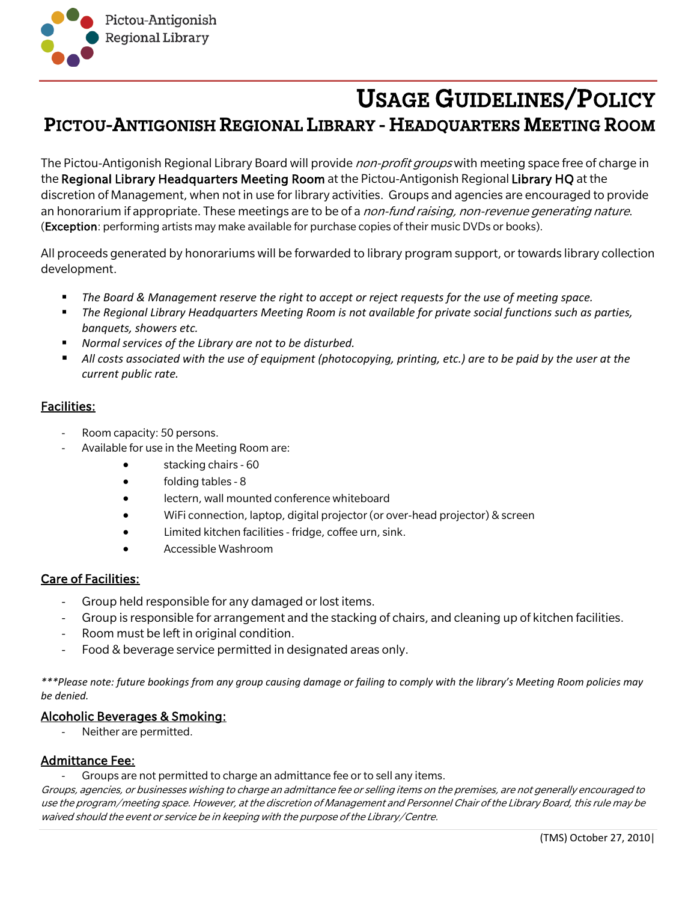Pictou-Antigonish
Regional Library

# USAGE GUIDELINES/POLICY

## PICTOU-ANTIGONISH REGIONAL LIBRARY - HEADQUARTERS MEETING ROOM

The Pictou-Antigonish Regional Library Board will provide *non-profit groups* with meeting space free of charge in the **Regional Library Headquarters Meeting Room** at the Pictou-Antigonish Regional **Library HQ** at the discretion of Management, when not in use for library activities. Groups and agencies are encouraged to provide an honorarium if appropriate. These meetings are to be of a *non-fund raising, non-revenue generating nature*. (**Exception**: performing artists may make available for purchase copies of their music DVDs or books).

All proceeds generated by honorariums will be forwarded to library program support, or towards library collection development.

- *The Board & Management reserve the right to accept or reject requests for the use of meeting space.*
- *The Regional Library Headquarters Meeting Room is not available for private social functions such as parties, banquets, showers etc.*
- *Normal services of the Library are not to be disturbed.*
- *All costs associated with the use of equipment (photocopying, printing, etc.) are to be paid by the user at the current public rate.*

### Facilities:

- Room capacity: 50 persons.
- Available for use in the Meeting Room are:
  - stacking chairs - 60
  - folding tables - 8
  - lectern, wall mounted conference whiteboard
  - WiFi connection, laptop, digital projector (or over-head projector) & screen
  - Limited kitchen facilities - fridge, coffee urn, sink.
  - Accessible Washroom

### Care of Facilities:

- Group held responsible for any damaged or lost items.
- Group is responsible for arrangement and the stacking of chairs, and cleaning up of kitchen facilities.
- Room must be left in original condition.
- Food & beverage service permitted in designated areas only.

****Please note: future bookings from any group causing damage or failing to comply with the library's Meeting Room policies may be denied.*

### Alcoholic Beverages & Smoking:

- Neither are permitted.

### Admittance Fee:

- Groups are not permitted to charge an admittance fee or to sell any items.

*Groups, agencies, or businesses wishing to charge an admittance fee or selling items on the premises, are not generally encouraged to use the program/meeting space. However, at the discretion of Management and Personnel Chair of the Library Board, this rule may be waived should the event or service be in keeping with the purpose of the Library/Centre.*

(TMS) October 27, 2010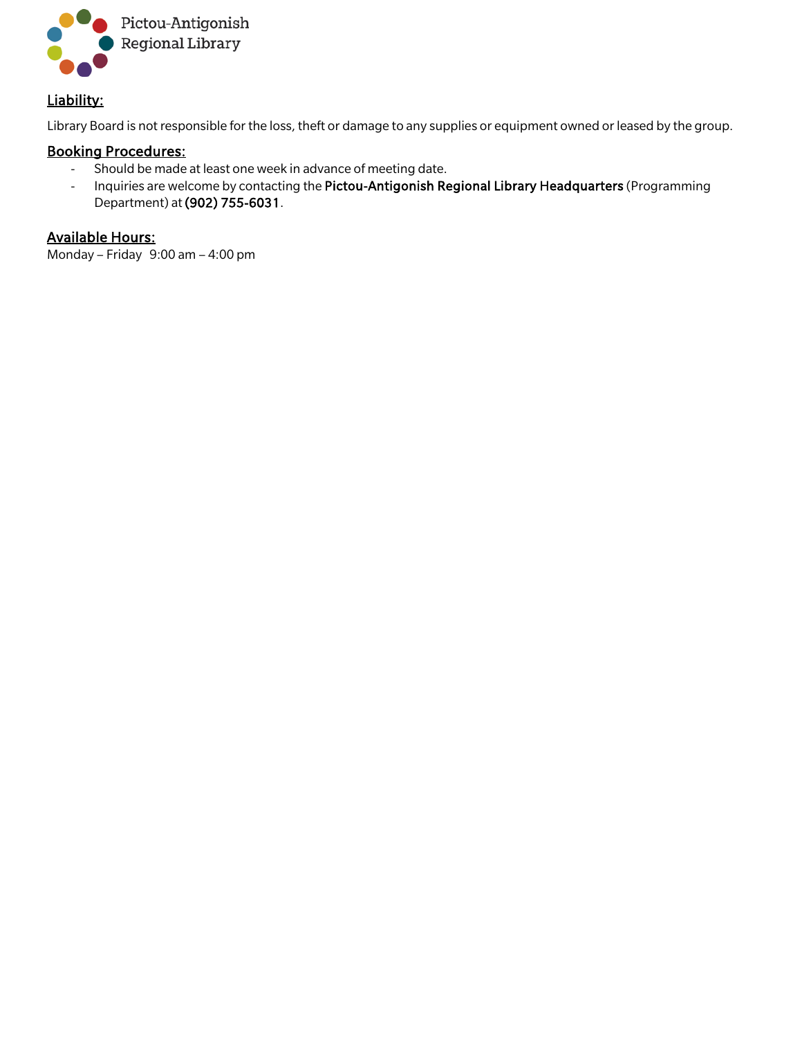## Liability:

Library Board is not responsible for the loss, theft or damage to any supplies or equipment owned or leased by the group.

## Booking Procedures:

- Should be made at least one week in advance of meeting date.
- Inquiries are welcome by contacting the **Pictou-Antigonish Regional Library Headquarters** (Programming Department) at **(902) 755-6031**.

## Available Hours:

Monday – Friday 9:00 am – 4:00 pm